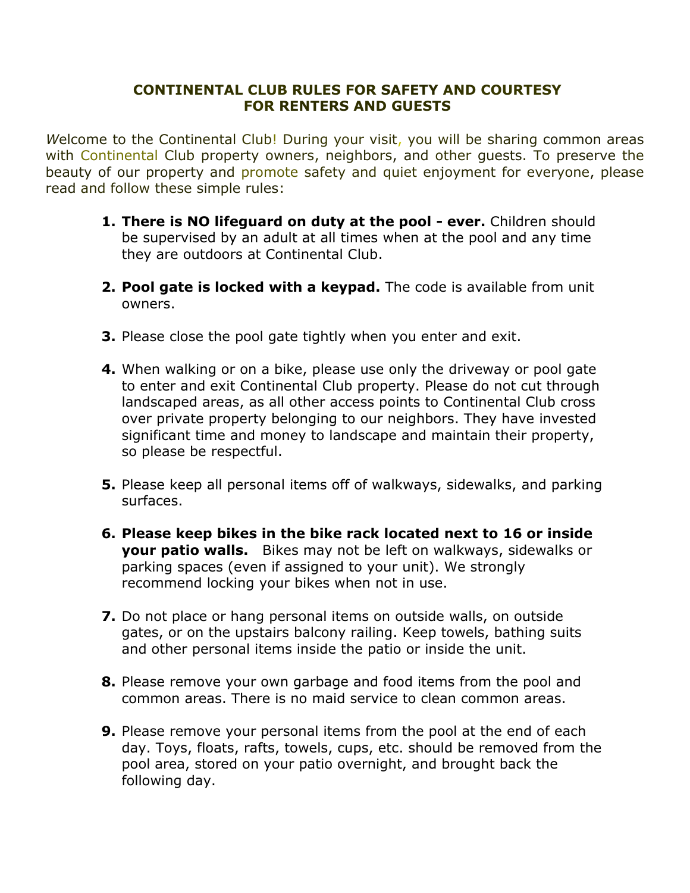# CONTINENTAL CLUB RULES FOR SAFETY AND COURTESY FOR RENTERS AND GUESTS

*W*elcome to the Continental Club! During your visit, you will be sharing common areas with Continental Club property owners, neighbors, and other guests. To preserve the beauty of our property and promote safety and quiet enjoyment for everyone, please read and follow these simple rules:

1. **There is NO lifeguard on duty at the pool - ever.** Children should be supervised by an adult at all times when at the pool and any time they are outdoors at Continental Club.

2. **Pool gate is locked with a keypad.** The code is available from unit owners.

3. Please close the pool gate tightly when you enter and exit.

4. When walking or on a bike, please use only the driveway or pool gate to enter and exit Continental Club property. Please do not cut through landscaped areas, as all other access points to Continental Club cross over private property belonging to our neighbors. They have invested significant time and money to landscape and maintain their property, so please be respectful.

5. Please keep all personal items off of walkways, sidewalks, and parking surfaces.

6. **Please keep bikes in the bike rack located next to 16 or inside your patio walls.** Bikes may not be left on walkways, sidewalks or parking spaces (even if assigned to your unit). We strongly recommend locking your bikes when not in use.

7. Do not place or hang personal items on outside walls, on outside gates, or on the upstairs balcony railing. Keep towels, bathing suits and other personal items inside the patio or inside the unit.

8. Please remove your own garbage and food items from the pool and common areas. There is no maid service to clean common areas.

9. Please remove your personal items from the pool at the end of each day. Toys, floats, rafts, towels, cups, etc. should be removed from the pool area, stored on your patio overnight, and brought back the following day.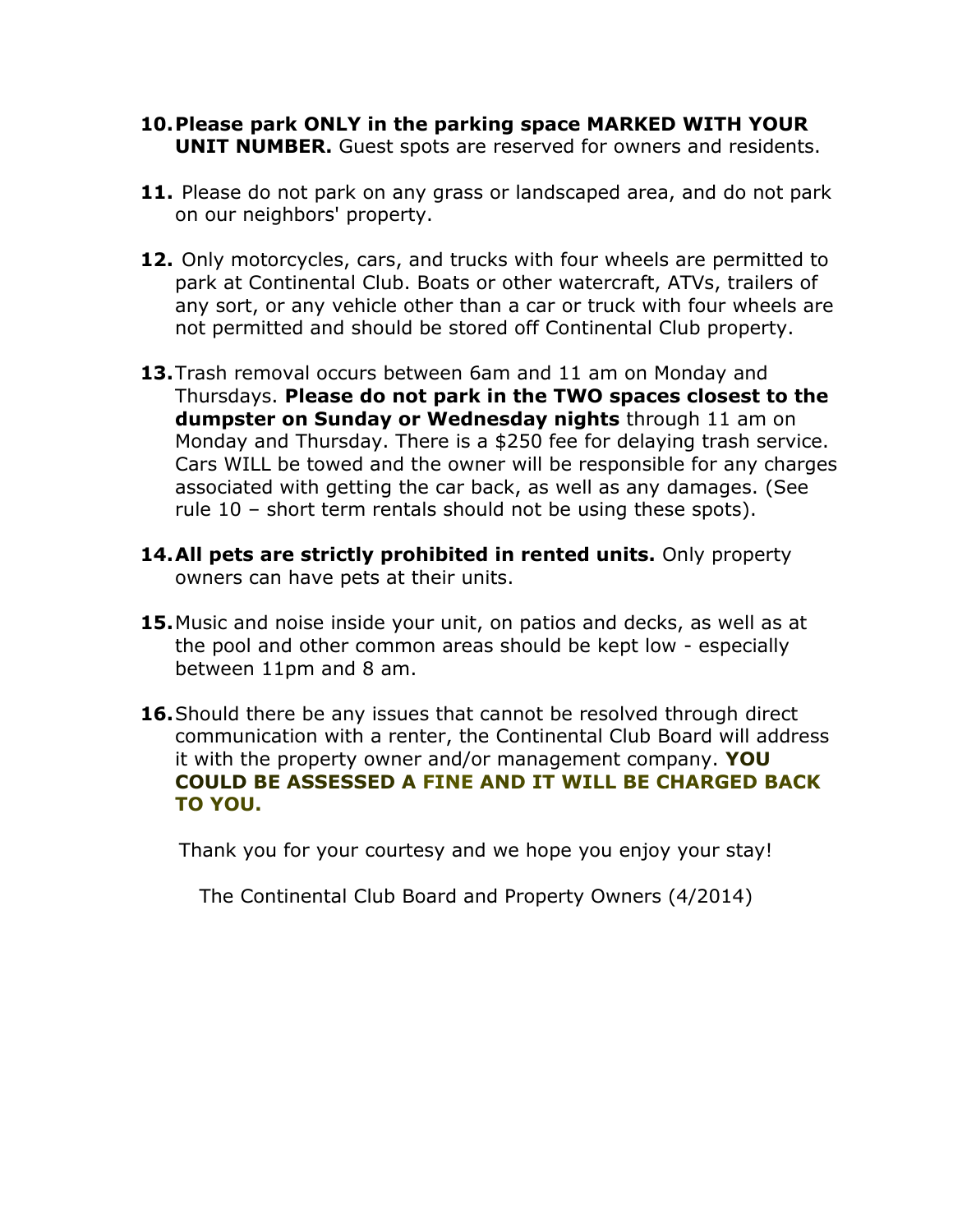10. **Please park ONLY in the parking space MARKED WITH YOUR UNIT NUMBER.** Guest spots are reserved for owners and residents.

11. Please do not park on any grass or landscaped area, and do not park on our neighbors' property.

12. Only motorcycles, cars, and trucks with four wheels are permitted to park at Continental Club. Boats or other watercraft, ATVs, trailers of any sort, or any vehicle other than a car or truck with four wheels are not permitted and should be stored off Continental Club property.

13. Trash removal occurs between 6am and 11 am on Monday and Thursdays. **Please do not park in the TWO spaces closest to the dumpster on Sunday or Wednesday nights** through 11 am on Monday and Thursday. There is a $250 fee for delaying trash service. Cars WILL be towed and the owner will be responsible for any charges associated with getting the car back, as well as any damages. (See rule 10 – short term rentals should not be using these spots).

14. **All pets are strictly prohibited in rented units.** Only property owners can have pets at their units.

15. Music and noise inside your unit, on patios and decks, as well as at the pool and other common areas should be kept low - especially between 11pm and 8 am.

16. Should there be any issues that cannot be resolved through direct communication with a renter, the Continental Club Board will address it with the property owner and/or management company. **YOU COULD BE ASSESSED A FINE AND IT WILL BE CHARGED BACK TO YOU.**

Thank you for your courtesy and we hope you enjoy your stay!

The Continental Club Board and Property Owners (4/2014)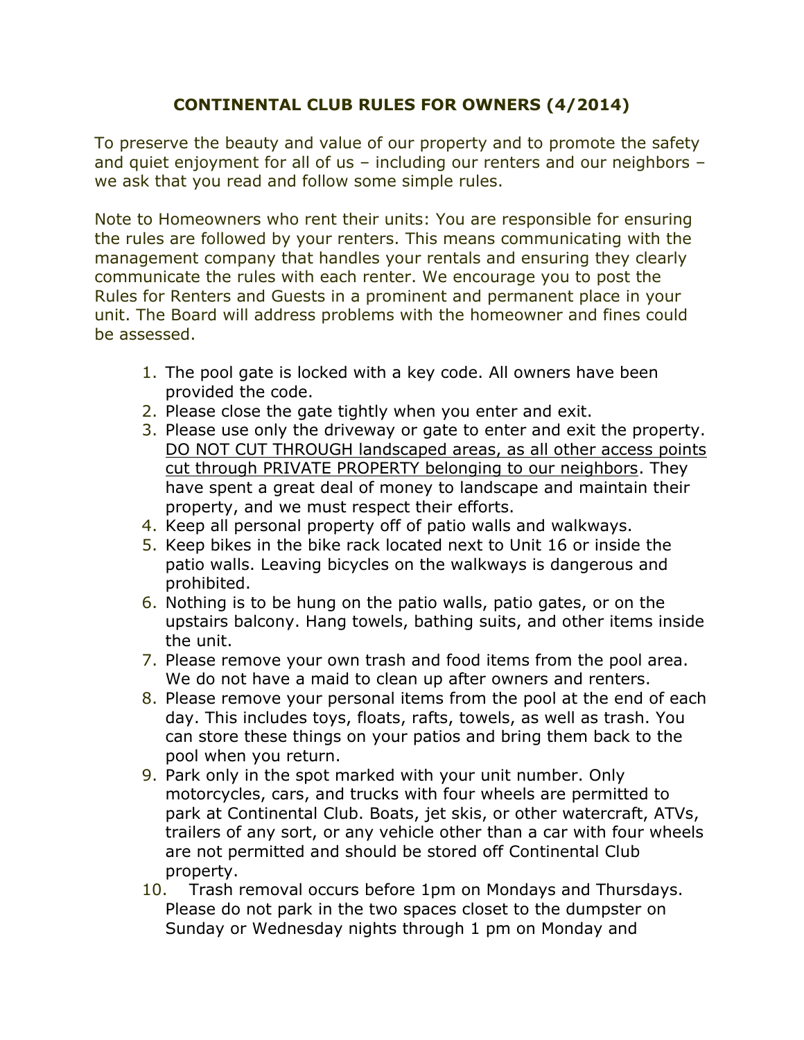## CONTINENTAL CLUB RULES FOR OWNERS (4/2014)

To preserve the beauty and value of our property and to promote the safety and quiet enjoyment for all of us – including our renters and our neighbors – we ask that you read and follow some simple rules.

Note to Homeowners who rent their units: You are responsible for ensuring the rules are followed by your renters. This means communicating with the management company that handles your rentals and ensuring they clearly communicate the rules with each renter. We encourage you to post the Rules for Renters and Guests in a prominent and permanent place in your unit. The Board will address problems with the homeowner and fines could be assessed.

1. The pool gate is locked with a key code. All owners have been provided the code.
2. Please close the gate tightly when you enter and exit.
3. Please use only the driveway or gate to enter and exit the property. <u>DO NOT CUT THROUGH landscaped areas, as all other access points cut through PRIVATE PROPERTY belonging to our neighbors</u>. They have spent a great deal of money to landscape and maintain their property, and we must respect their efforts.
4. Keep all personal property off of patio walls and walkways.
5. Keep bikes in the bike rack located next to Unit 16 or inside the patio walls. Leaving bicycles on the walkways is dangerous and prohibited.
6. Nothing is to be hung on the patio walls, patio gates, or on the upstairs balcony. Hang towels, bathing suits, and other items inside the unit.
7. Please remove your own trash and food items from the pool area. We do not have a maid to clean up after owners and renters.
8. Please remove your personal items from the pool at the end of each day. This includes toys, floats, rafts, towels, as well as trash. You can store these things on your patios and bring them back to the pool when you return.
9. Park only in the spot marked with your unit number. Only motorcycles, cars, and trucks with four wheels are permitted to park at Continental Club. Boats, jet skis, or other watercraft, ATVs, trailers of any sort, or any vehicle other than a car with four wheels are not permitted and should be stored off Continental Club property.
10. Trash removal occurs before 1pm on Mondays and Thursdays. Please do not park in the two spaces closet to the dumpster on Sunday or Wednesday nights through 1 pm on Monday and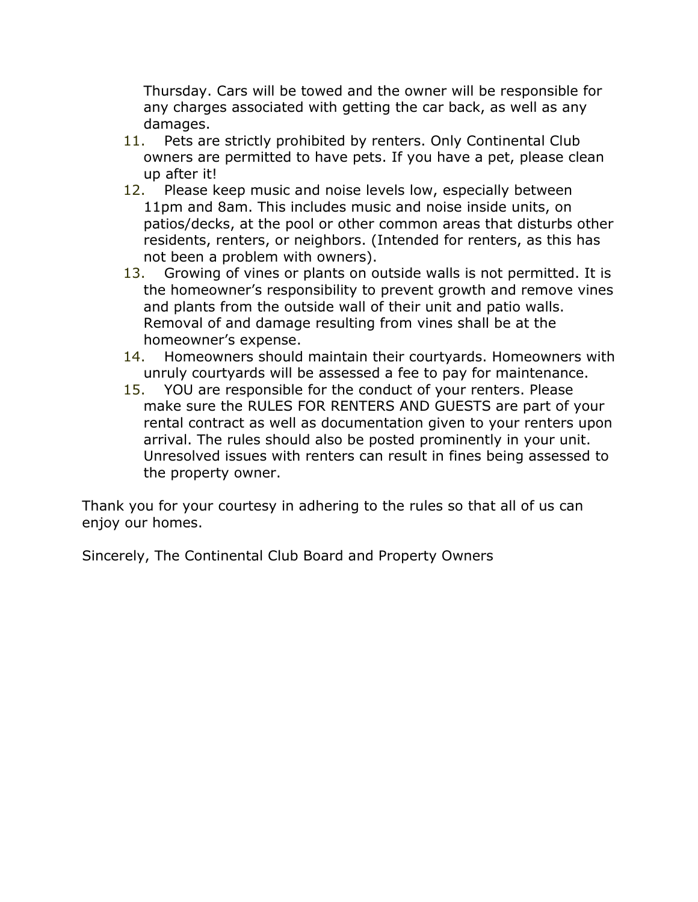Thursday. Cars will be towed and the owner will be responsible for any charges associated with getting the car back, as well as any damages.

11. Pets are strictly prohibited by renters. Only Continental Club owners are permitted to have pets. If you have a pet, please clean up after it!
12. Please keep music and noise levels low, especially between 11pm and 8am. This includes music and noise inside units, on patios/decks, at the pool or other common areas that disturbs other residents, renters, or neighbors. (Intended for renters, as this has not been a problem with owners).
13. Growing of vines or plants on outside walls is not permitted. It is the homeowner's responsibility to prevent growth and remove vines and plants from the outside wall of their unit and patio walls. Removal of and damage resulting from vines shall be at the homeowner's expense.
14. Homeowners should maintain their courtyards. Homeowners with unruly courtyards will be assessed a fee to pay for maintenance.
15. YOU are responsible for the conduct of your renters. Please make sure the RULES FOR RENTERS AND GUESTS are part of your rental contract as well as documentation given to your renters upon arrival. The rules should also be posted prominently in your unit. Unresolved issues with renters can result in fines being assessed to the property owner.

Thank you for your courtesy in adhering to the rules so that all of us can enjoy our homes.

Sincerely, The Continental Club Board and Property Owners